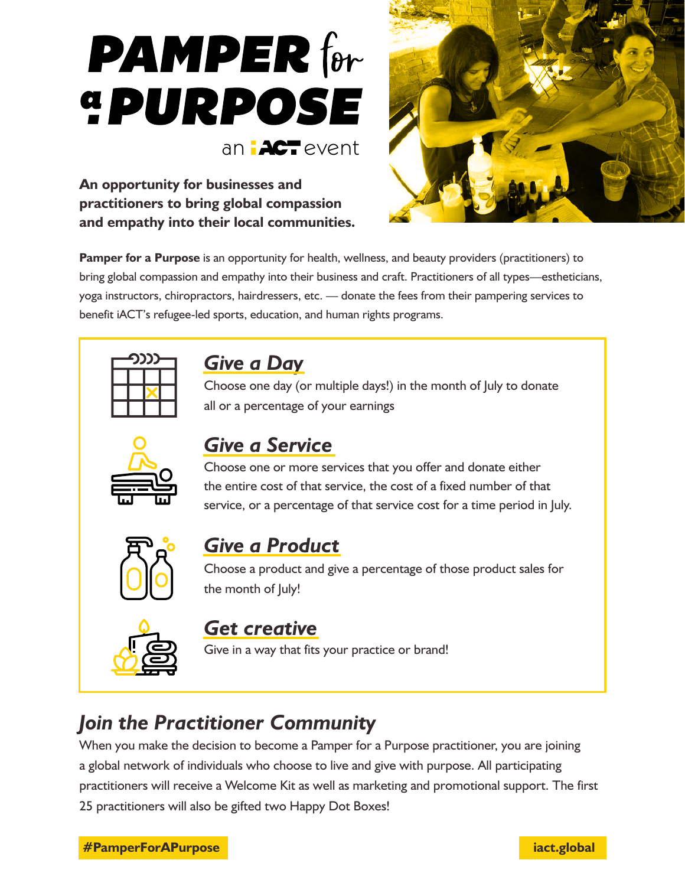# PAMPER for a PURPOSE

an iACT event

**An opportunity for businesses and practitioners to bring global compassion and empathy into their local communities.**

**Pamper for a Purpose** is an opportunity for health, wellness, and beauty providers (practitioners) to bring global compassion and empathy into their business and craft. Practitioners of all types—estheticians, yoga instructors, chiropractors, hairdressers, etc. — donate the fees from their pampering services to benefit iACT's refugee-led sports, education, and human rights programs.

### *Give a Day*

Choose one day (or multiple days!) in the month of July to donate all or a percentage of your earnings

### *Give a Service*

Choose one or more services that you offer and donate either the entire cost of that service, the cost of a fixed number of that service, or a percentage of that service cost for a time period in July.

### *Give a Product*

Choose a product and give a percentage of those product sales for the month of July!

### *Get creative*

Give in a way that fits your practice or brand!

## *Join the Practitioner Community*

When you make the decision to become a Pamper for a Purpose practitioner, you are joining a global network of individuals who choose to live and give with purpose. All participating practitioners will receive a Welcome Kit as well as marketing and promotional support. The first 25 practitioners will also be gifted two Happy Dot Boxes!

**#PamperForAPurpose**

**iact.global**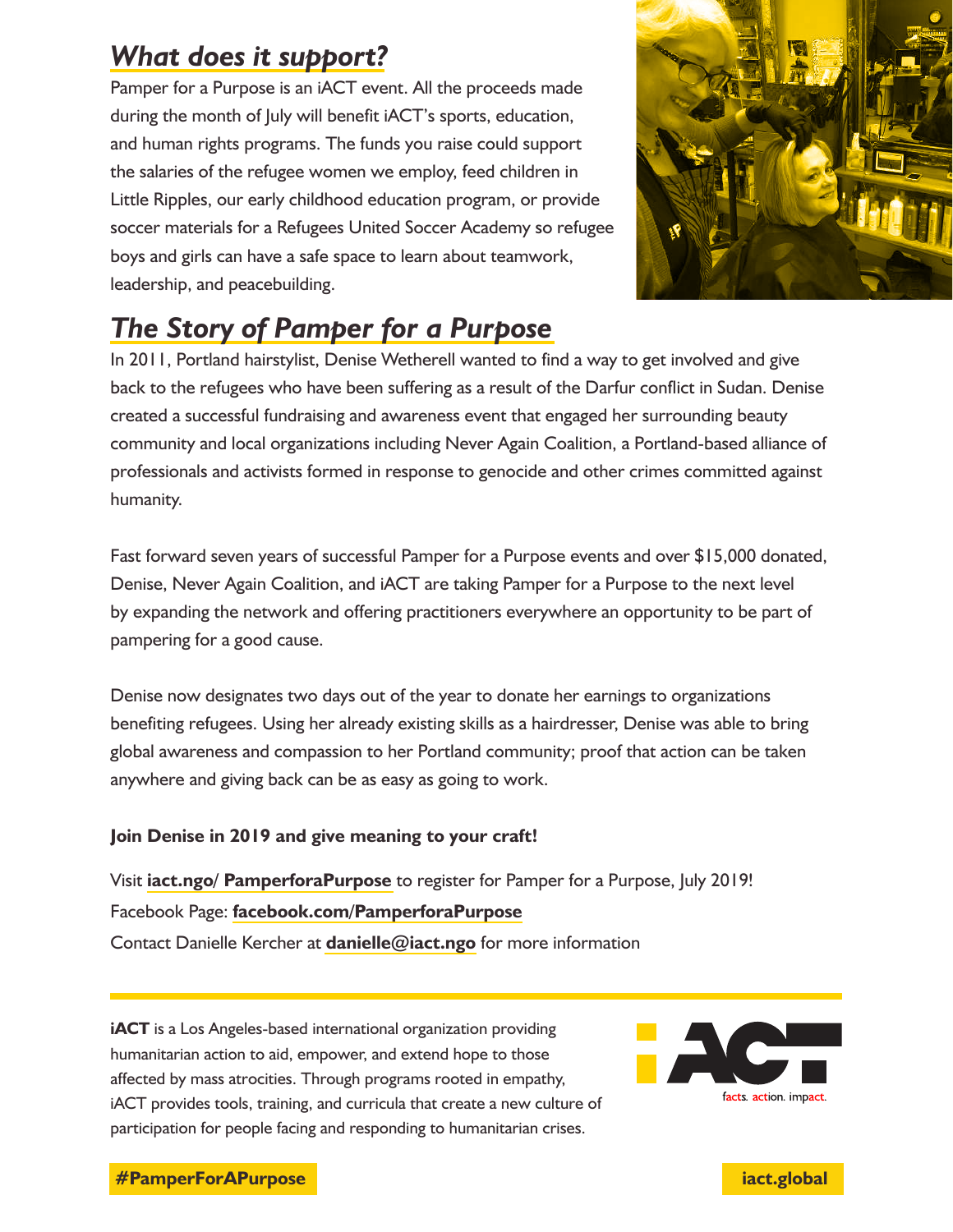## *What does it support?*

Pamper for a Purpose is an iACT event. All the proceeds made during the month of July will benefit iACT's sports, education, and human rights programs. The funds you raise could support the salaries of the refugee women we employ, feed children in Little Ripples, our early childhood education program, or provide soccer materials for a Refugees United Soccer Academy so refugee boys and girls can have a safe space to learn about teamwork, leadership, and peacebuilding.

## *The Story of Pamper for a Purpose*

In 2011, Portland hairstylist, Denise Wetherell wanted to find a way to get involved and give back to the refugees who have been suffering as a result of the Darfur conflict in Sudan. Denise created a successful fundraising and awareness event that engaged her surrounding beauty community and local organizations including Never Again Coalition, a Portland-based alliance of professionals and activists formed in response to genocide and other crimes committed against humanity.

Fast forward seven years of successful Pamper for a Purpose events and over $15,000 donated, Denise, Never Again Coalition, and iACT are taking Pamper for a Purpose to the next level by expanding the network and offering practitioners everywhere an opportunity to be part of pampering for a good cause.

Denise now designates two days out of the year to donate her earnings to organizations benefiting refugees. Using her already existing skills as a hairdresser, Denise was able to bring global awareness and compassion to her Portland community; proof that action can be taken anywhere and giving back can be as easy as going to work.

**Join Denise in 2019 and give meaning to your craft!**

Visit **iact.ngo/ PamperforaPurpose** to register for Pamper for a Purpose, July 2019!

Facebook Page: **facebook.com/PamperforaPurpose**

Contact Danielle Kercher at **danielle@iact.ngo** for more information

---

**iACT** is a Los Angeles-based international organization providing humanitarian action to aid, empower, and extend hope to those affected by mass atrocities. Through programs rooted in empathy, iACT provides tools, training, and curricula that create a new culture of participation for people facing and responding to humanitarian crises.

iACT
facts. action. impact.

**#PamperForAPurpose**

**iact.global**